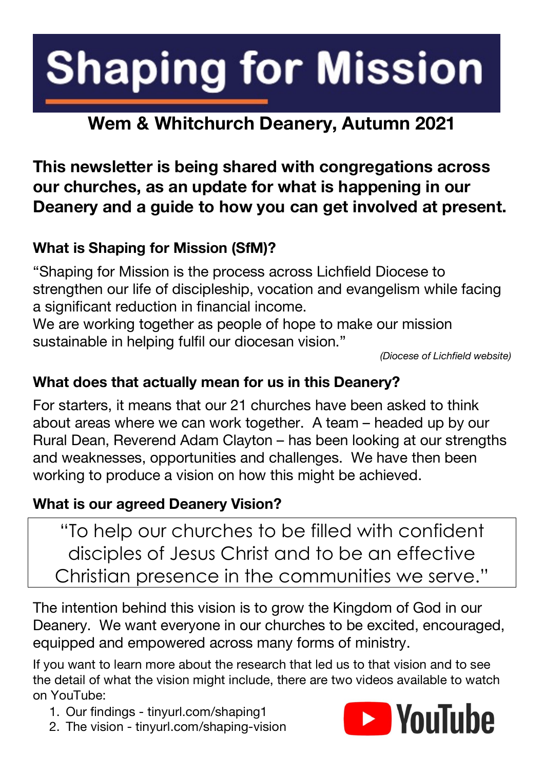# Shaping for Mission

## Wem & Whitchurch Deanery, Autumn 2021

**This newsletter is being shared with congregations across our churches, as an update for what is happening in our Deanery and a guide to how you can get involved at present.**

### What is Shaping for Mission (SfM)?

"Shaping for Mission is the process across Lichfield Diocese to strengthen our life of discipleship, vocation and evangelism while facing a significant reduction in financial income.
We are working together as people of hope to make our mission sustainable in helping fulfil our diocesan vision."

*(Diocese of Lichfield website)*

### What does that actually mean for us in this Deanery?

For starters, it means that our 21 churches have been asked to think about areas where we can work together. A team – headed up by our Rural Dean, Reverend Adam Clayton – has been looking at our strengths and weaknesses, opportunities and challenges. We have then been working to produce a vision on how this might be achieved.

### What is our agreed Deanery Vision?

> "To help our churches to be filled with confident disciples of Jesus Christ and to be an effective Christian presence in the communities we serve."

The intention behind this vision is to grow the Kingdom of God in our Deanery. We want everyone in our churches to be excited, encouraged, equipped and empowered across many forms of ministry.

If you want to learn more about the research that led us to that vision and to see the detail of what the vision might include, there are two videos available to watch on YouTube:

1. Our findings - tinyurl.com/shaping1
2. The vision - tinyurl.com/shaping-vision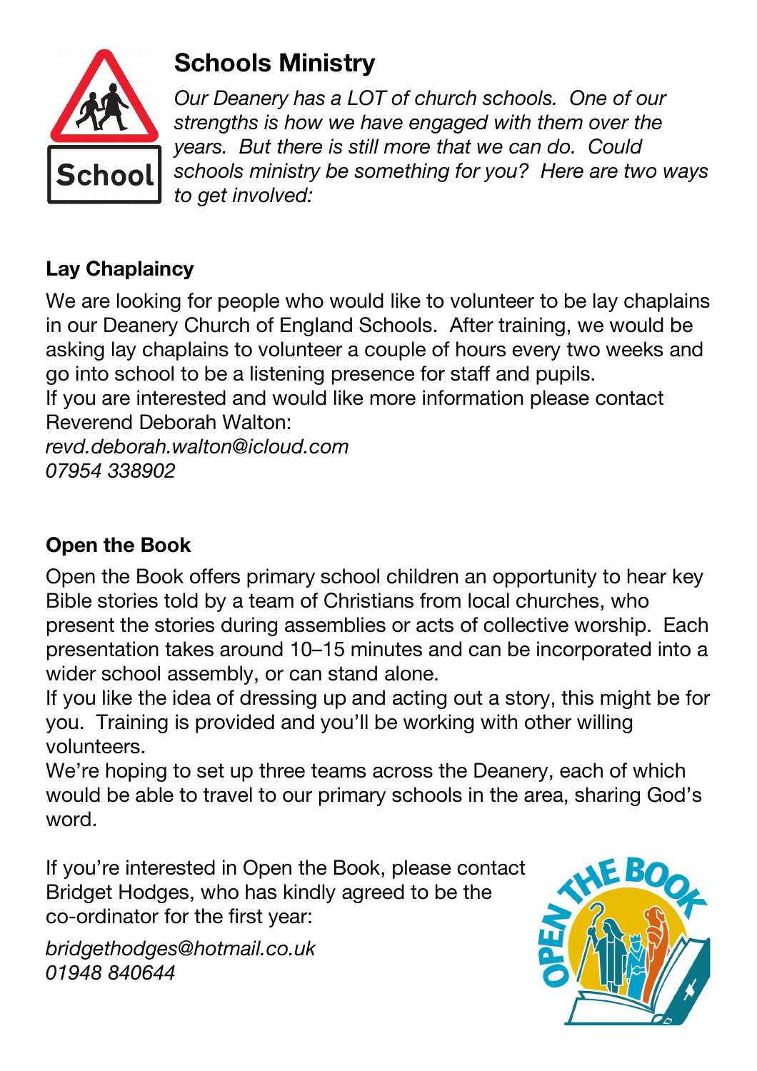# Schools Ministry

*Our Deanery has a LOT of church schools. One of our strengths is how we have engaged with them over the years. But there is still more that we can do. Could schools ministry be something for you? Here are two ways to get involved:*

## Lay Chaplaincy

We are looking for people who would like to volunteer to be lay chaplains in our Deanery Church of England Schools. After training, we would be asking lay chaplains to volunteer a couple of hours every two weeks and go into school to be a listening presence for staff and pupils.
If you are interested and would like more information please contact Reverend Deborah Walton:
*revd.deborah.walton@icloud.com*
*07954 338902*

## Open the Book

Open the Book offers primary school children an opportunity to hear key Bible stories told by a team of Christians from local churches, who present the stories during assemblies or acts of collective worship. Each presentation takes around 10–15 minutes and can be incorporated into a wider school assembly, or can stand alone.
If you like the idea of dressing up and acting out a story, this might be for you. Training is provided and you'll be working with other willing volunteers.
We're hoping to set up three teams across the Deanery, each of which would be able to travel to our primary schools in the area, sharing God's word.

If you're interested in Open the Book, please contact Bridget Hodges, who has kindly agreed to be the co-ordinator for the first year:

*bridgethodges@hotmail.co.uk*
*01948 840644*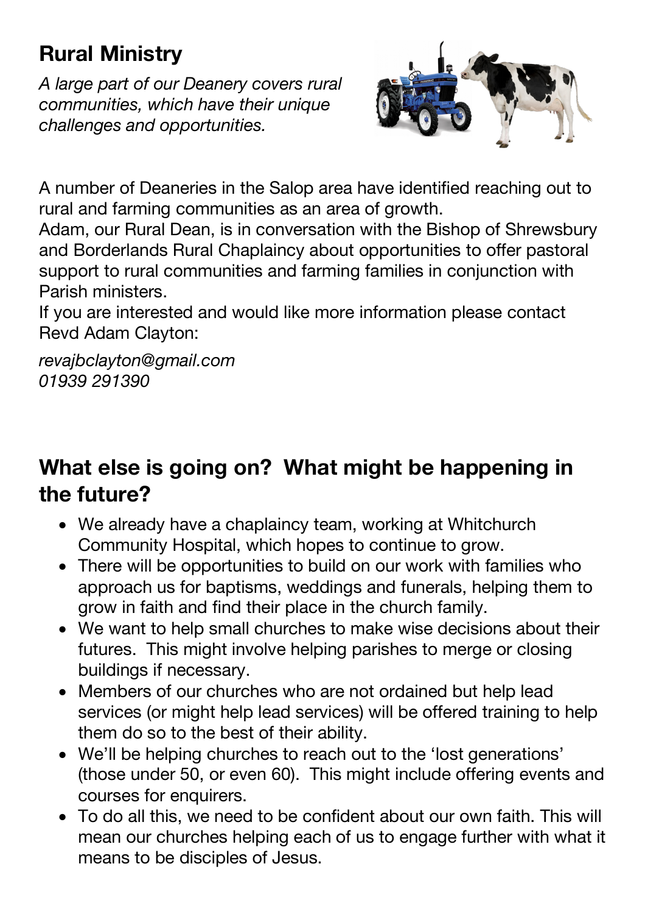## Rural Ministry

*A large part of our Deanery covers rural communities, which have their unique challenges and opportunities.*

A number of Deaneries in the Salop area have identified reaching out to rural and farming communities as an area of growth.
Adam, our Rural Dean, is in conversation with the Bishop of Shrewsbury and Borderlands Rural Chaplaincy about opportunities to offer pastoral support to rural communities and farming families in conjunction with Parish ministers.
If you are interested and would like more information please contact Revd Adam Clayton:

*revajbclayton@gmail.com*
*01939 291390*

## What else is going on? What might be happening in the future?

- We already have a chaplaincy team, working at Whitchurch Community Hospital, which hopes to continue to grow.
- There will be opportunities to build on our work with families who approach us for baptisms, weddings and funerals, helping them to grow in faith and find their place in the church family.
- We want to help small churches to make wise decisions about their futures. This might involve helping parishes to merge or closing buildings if necessary.
- Members of our churches who are not ordained but help lead services (or might help lead services) will be offered training to help them do so to the best of their ability.
- We'll be helping churches to reach out to the 'lost generations' (those under 50, or even 60). This might include offering events and courses for enquirers.
- To do all this, we need to be confident about our own faith. This will mean our churches helping each of us to engage further with what it means to be disciples of Jesus.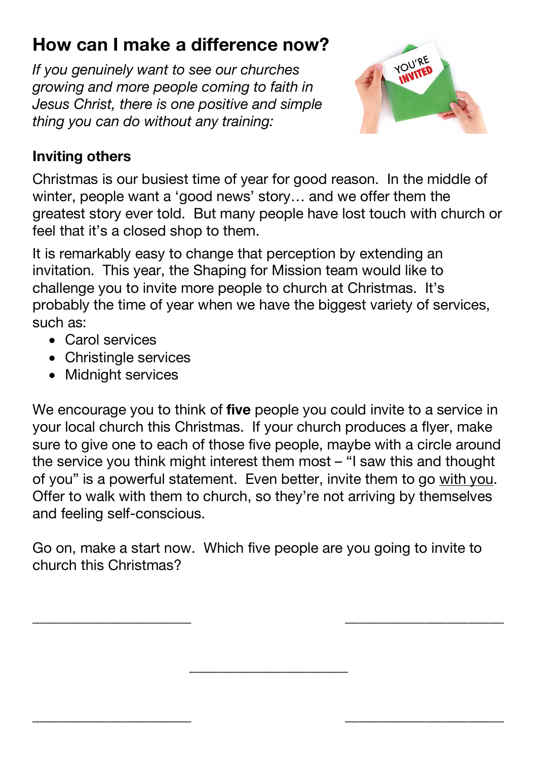## How can I make a difference now?

*If you genuinely want to see our churches growing and more people coming to faith in Jesus Christ, there is one positive and simple thing you can do without any training:*

### Inviting others

Christmas is our busiest time of year for good reason. In the middle of winter, people want a 'good news' story… and we offer them the greatest story ever told. But many people have lost touch with church or feel that it's a closed shop to them.

It is remarkably easy to change that perception by extending an invitation. This year, the Shaping for Mission team would like to challenge you to invite more people to church at Christmas. It's probably the time of year when we have the biggest variety of services, such as:

- Carol services
- Christingle services
- Midnight services

We encourage you to think of **five** people you could invite to a service in your local church this Christmas. If your church produces a flyer, make sure to give one to each of those five people, maybe with a circle around the service you think might interest them most – "I saw this and thought of you" is a powerful statement. Even better, invite them to go <u>with you</u>. Offer to walk with them to church, so they're not arriving by themselves and feeling self-conscious.

Go on, make a start now. Which five people are you going to invite to church this Christmas?

\_\_\_\_\_\_\_\_\_\_\_\_\_\_\_\_\_\_\_\_\_\_ \_\_\_\_\_\_\_\_\_\_\_\_\_\_\_\_\_\_\_\_\_\_

\_\_\_\_\_\_\_\_\_\_\_\_\_\_\_\_\_\_\_\_\_\_

\_\_\_\_\_\_\_\_\_\_\_\_\_\_\_\_\_\_\_\_\_\_ \_\_\_\_\_\_\_\_\_\_\_\_\_\_\_\_\_\_\_\_\_\_